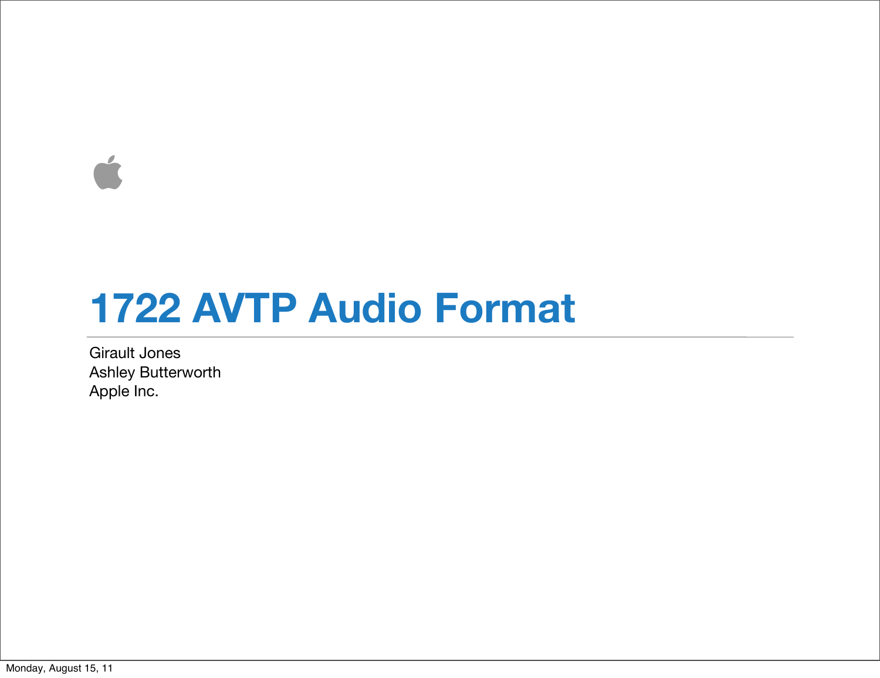# 1722 AVTP Audio Format

Girault Jones
Ashley Butterworth
Apple Inc.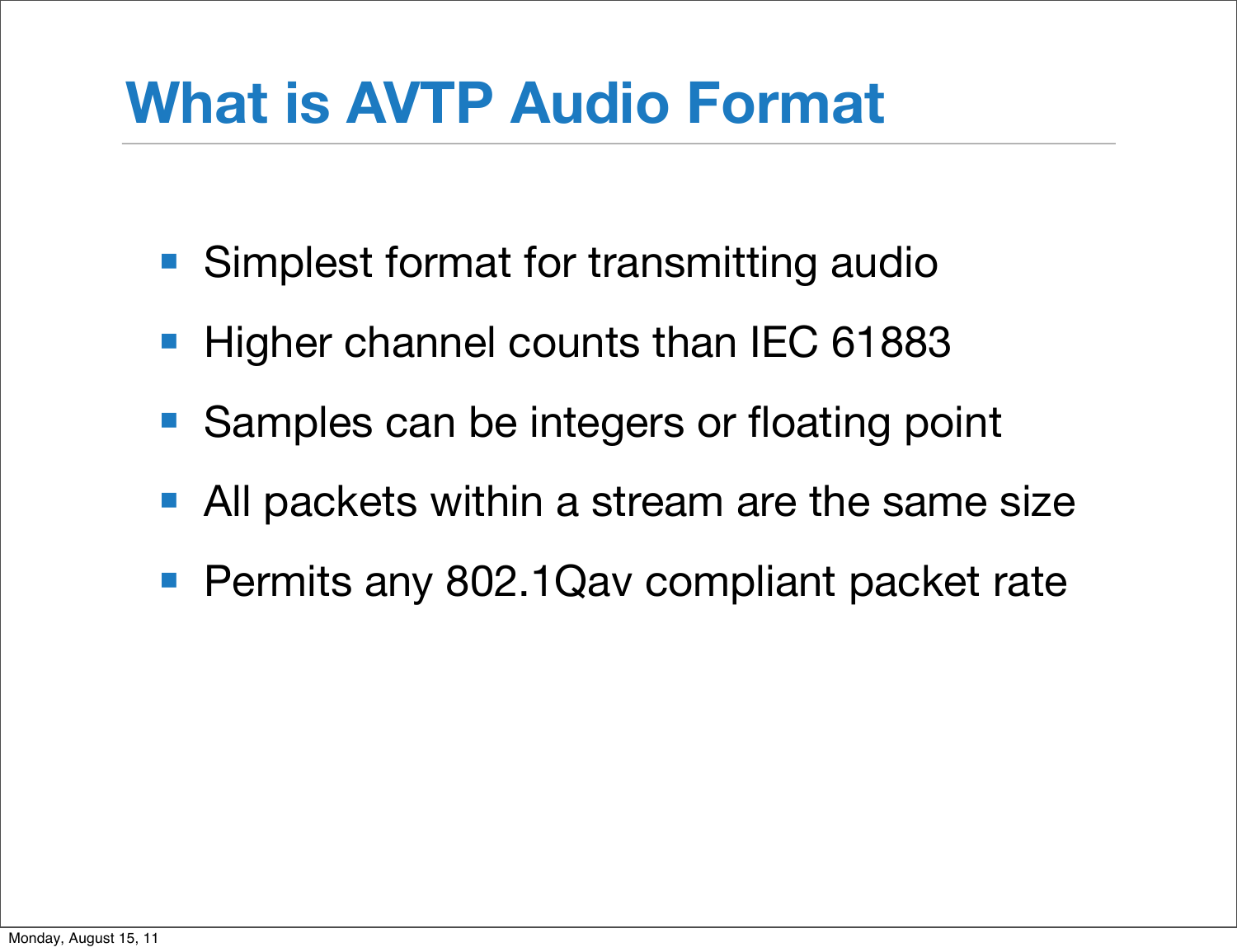# What is AVTP Audio Format

- Simplest format for transmitting audio
- Higher channel counts than IEC 61883
- Samples can be integers or floating point
- All packets within a stream are the same size
- Permits any 802.1Qav compliant packet rate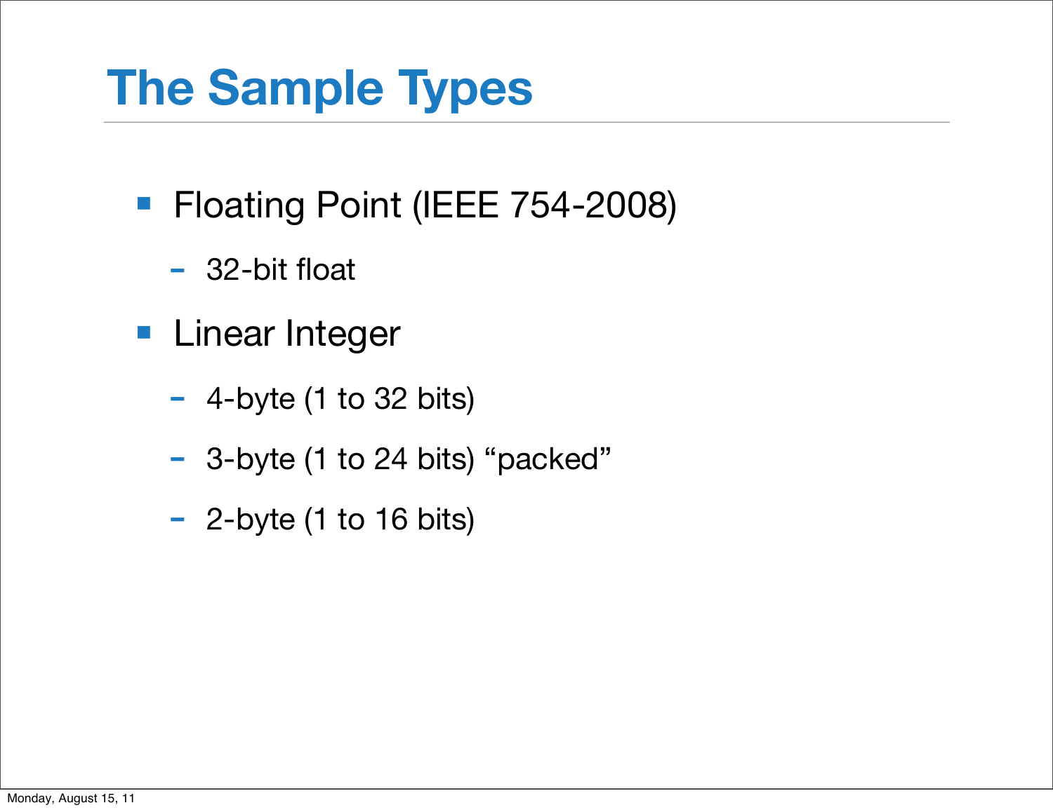# The Sample Types

- Floating Point (IEEE 754-2008)
  - 32-bit float
- Linear Integer
  - 4-byte (1 to 32 bits)
  - 3-byte (1 to 24 bits) “packed”
  - 2-byte (1 to 16 bits)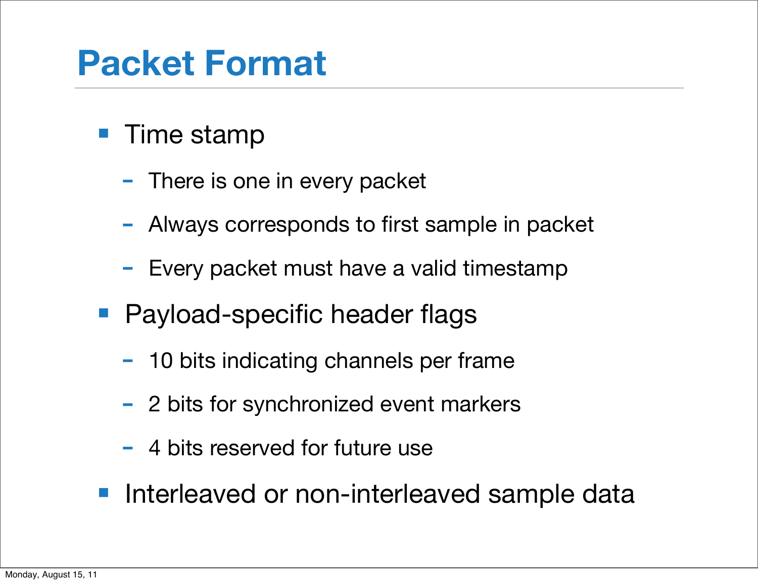# Packet Format

- Time stamp
  - There is one in every packet
  - Always corresponds to first sample in packet
  - Every packet must have a valid timestamp
- Payload-specific header flags
  - 10 bits indicating channels per frame
  - 2 bits for synchronized event markers
  - 4 bits reserved for future use
- Interleaved or non-interleaved sample data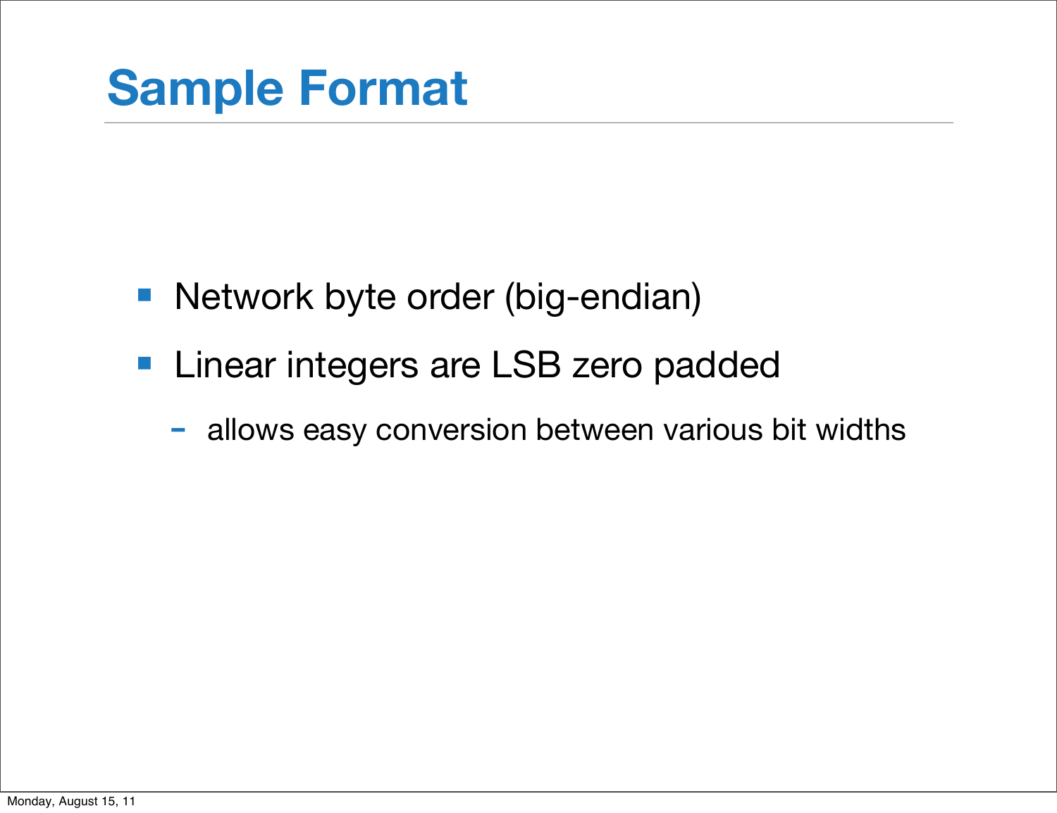# Sample Format

- Network byte order (big-endian)
- Linear integers are LSB zero padded
  - allows easy conversion between various bit widths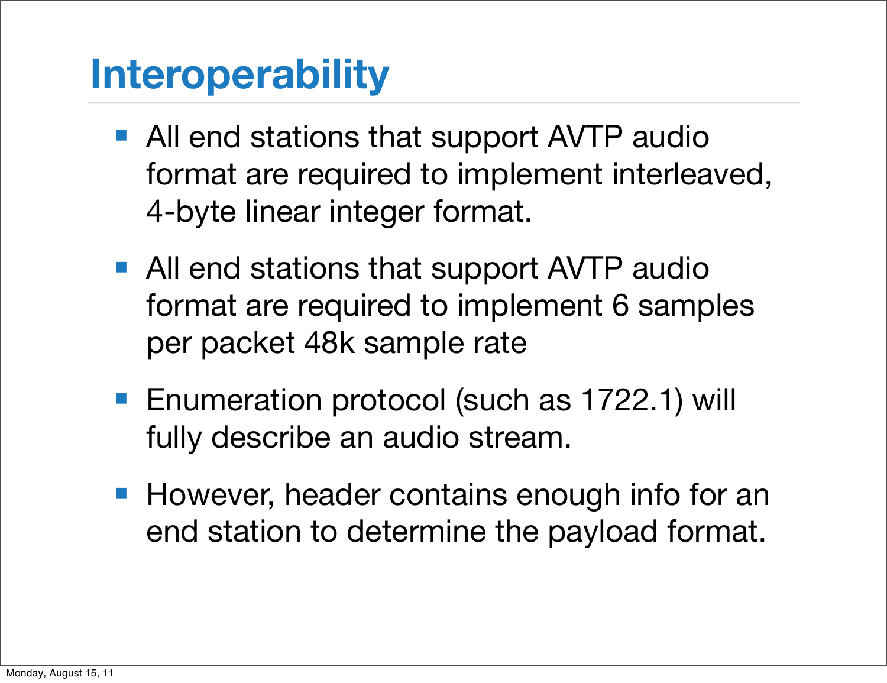# Interoperability

- All end stations that support AVTP audio format are required to implement interleaved, 4-byte linear integer format.
- All end stations that support AVTP audio format are required to implement 6 samples per packet 48k sample rate
- Enumeration protocol (such as 1722.1) will fully describe an audio stream.
- However, header contains enough info for an end station to determine the payload format.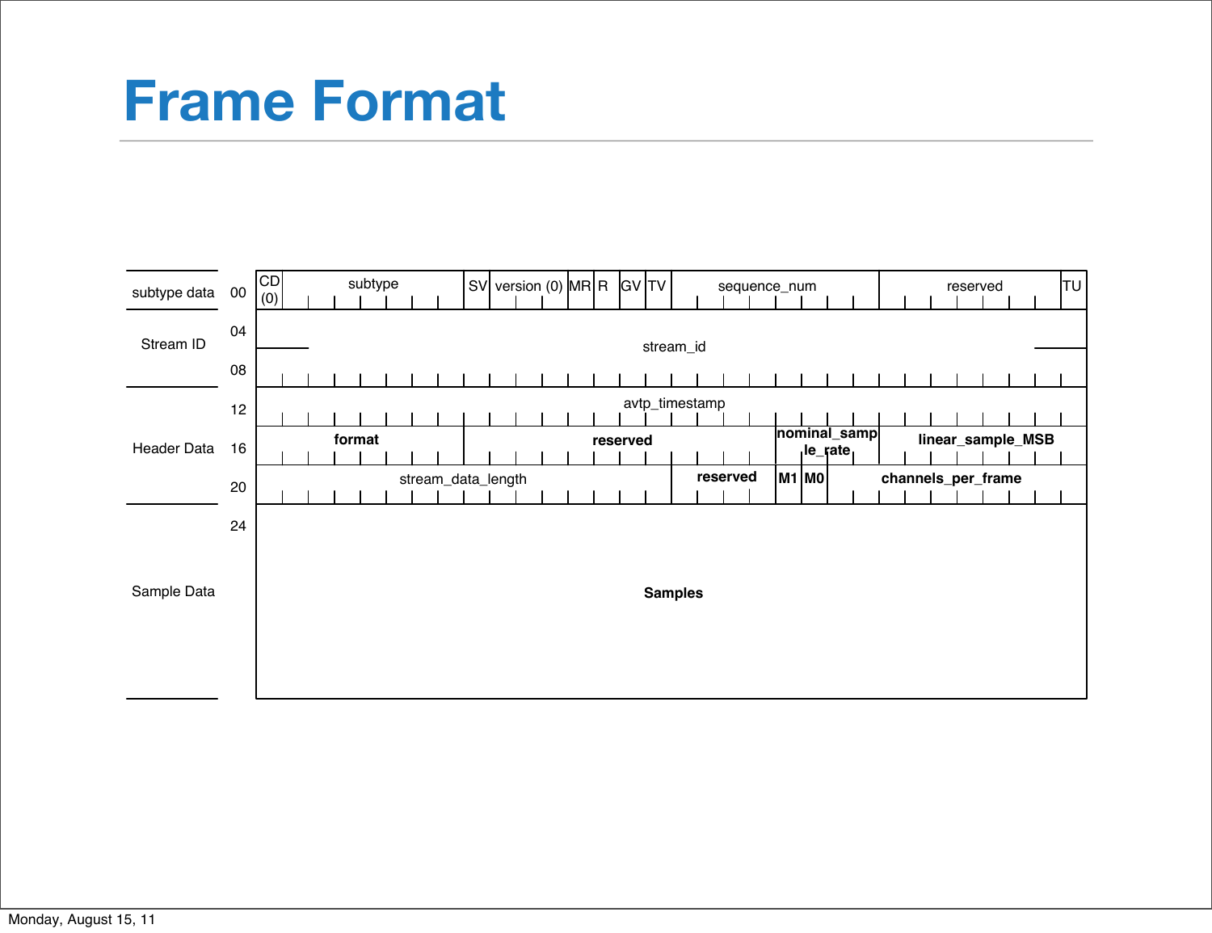# Frame Format

| Section | Offset | Fields |
|---|---|---|
| subtype data | 00 | CD (0) \| subtype \| SV \| version (0) \| MR \| R \| GV \| TV \| sequence_num \| reserved \| TU |
| Stream ID | 04 | stream_id |
| | 08 | |
| Header Data | 12 | avtp_timestamp |
| | 16 | **format** \| **reserved** \| **nominal_sample_rate** \| **linear_sample_MSB** |
| | 20 | stream_data_length \| **reserved** \| **M1** \| **M0** \| **channels_per_frame** |
| Sample Data | 24 | **Samples** |

Monday, August 15, 11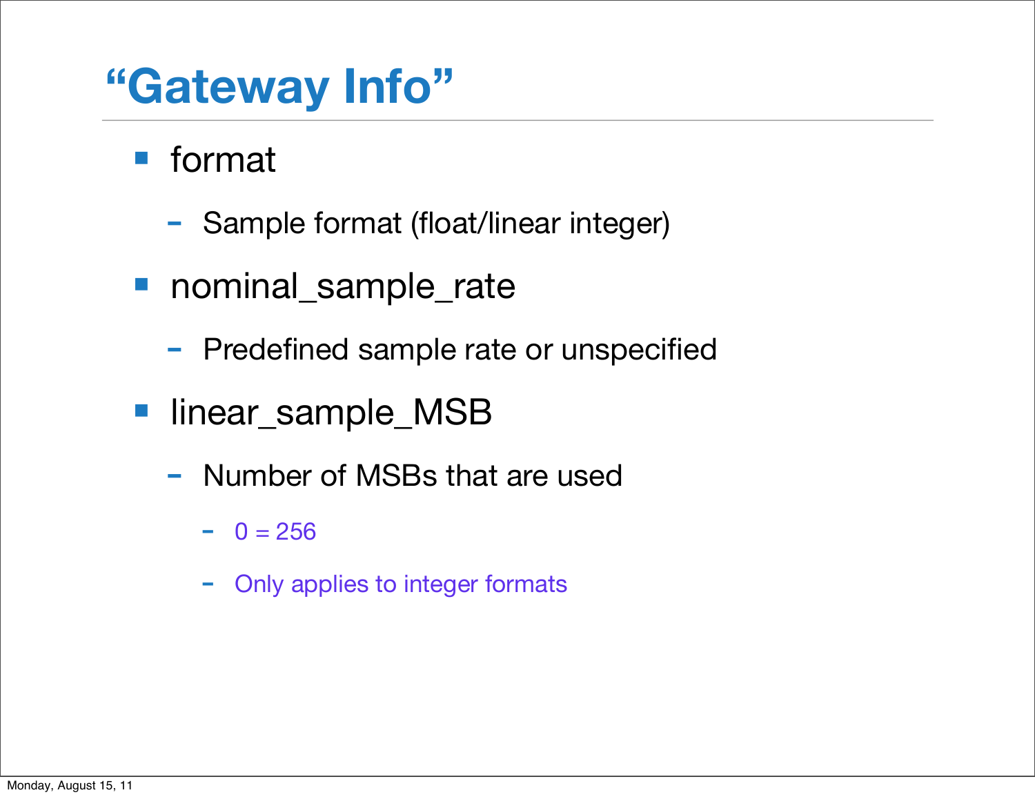# “Gateway Info”

- format
  - Sample format (float/linear integer)
- nominal_sample_rate
  - Predefined sample rate or unspecified
- linear_sample_MSB
  - Number of MSBs that are used
    - 0 = 256
    - Only applies to integer formats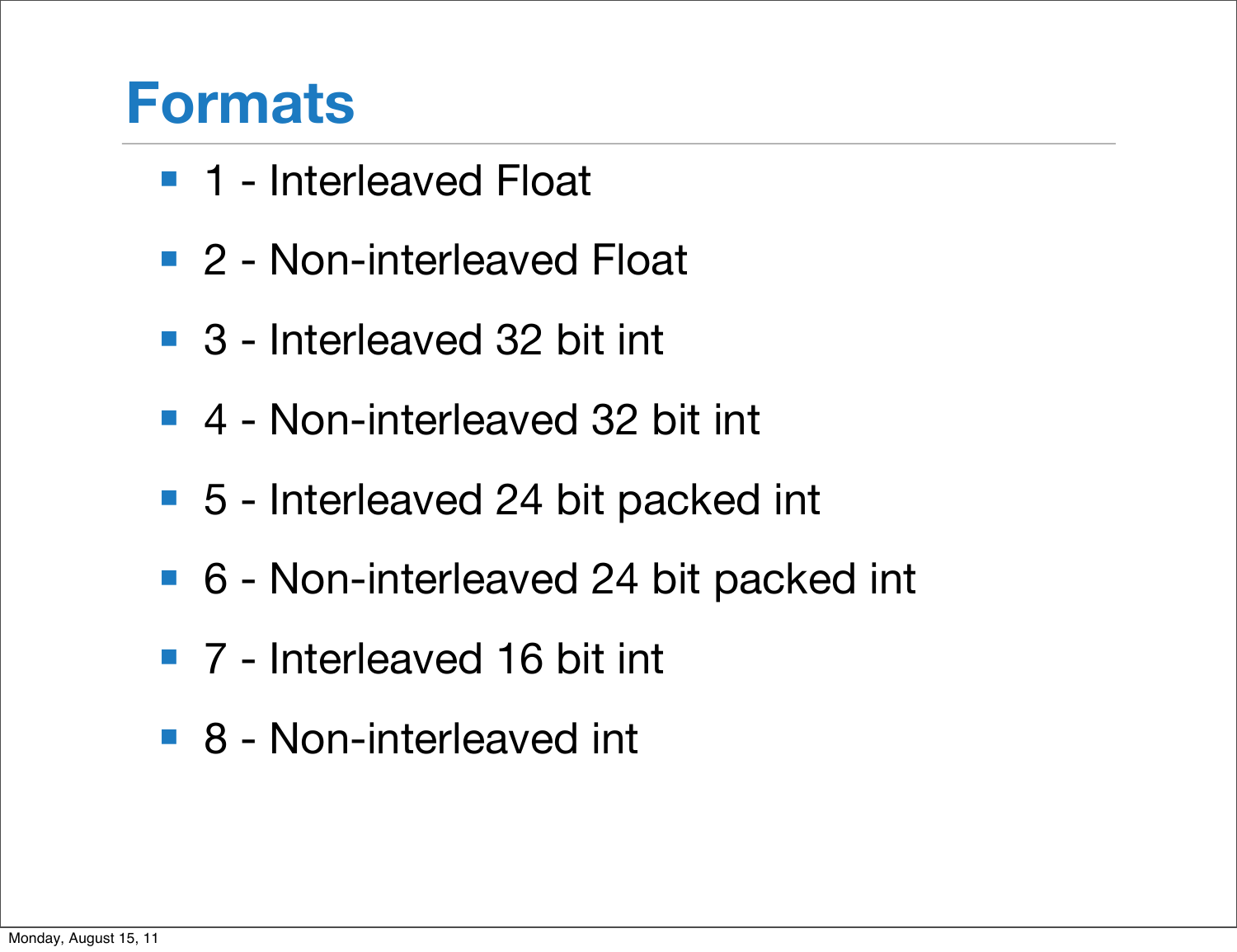# Formats

- 1 - Interleaved Float
- 2 - Non-interleaved Float
- 3 - Interleaved 32 bit int
- 4 - Non-interleaved 32 bit int
- 5 - Interleaved 24 bit packed int
- 6 - Non-interleaved 24 bit packed int
- 7 - Interleaved 16 bit int
- 8 - Non-interleaved int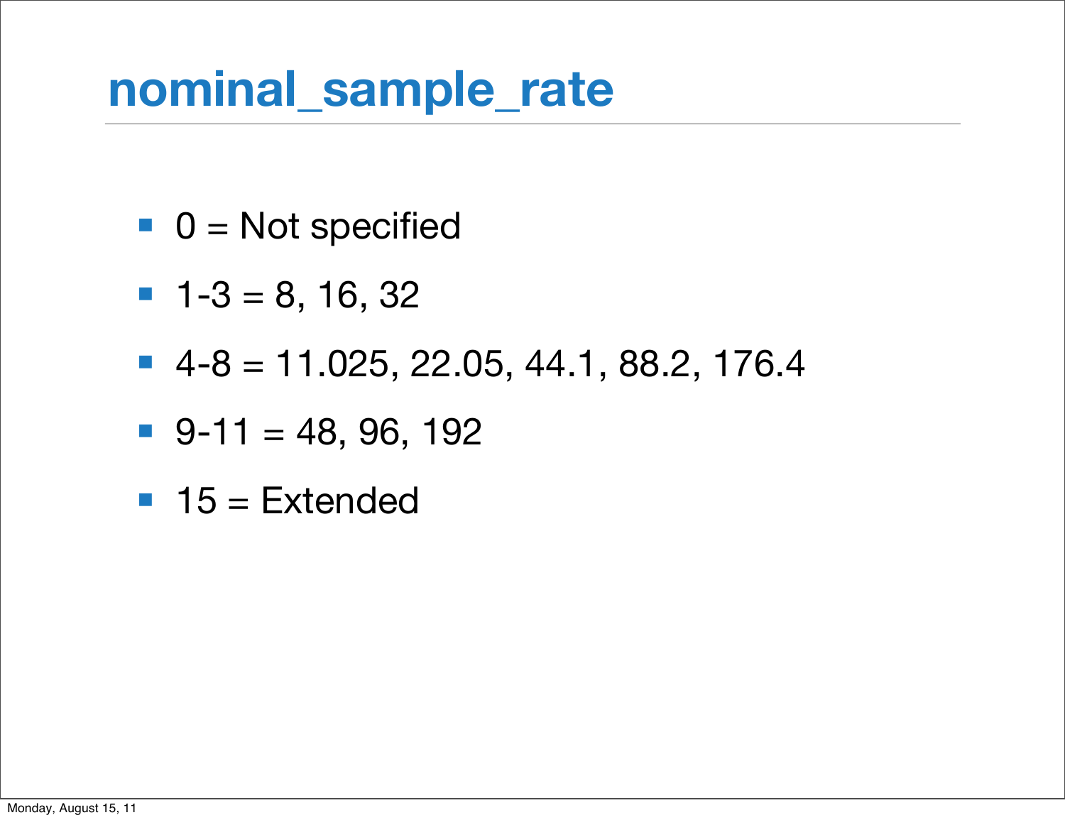# nominal_sample_rate

- 0 = Not specified
- 1-3 = 8, 16, 32
- 4-8 = 11.025, 22.05, 44.1, 88.2, 176.4
- 9-11 = 48, 96, 192
- 15 = Extended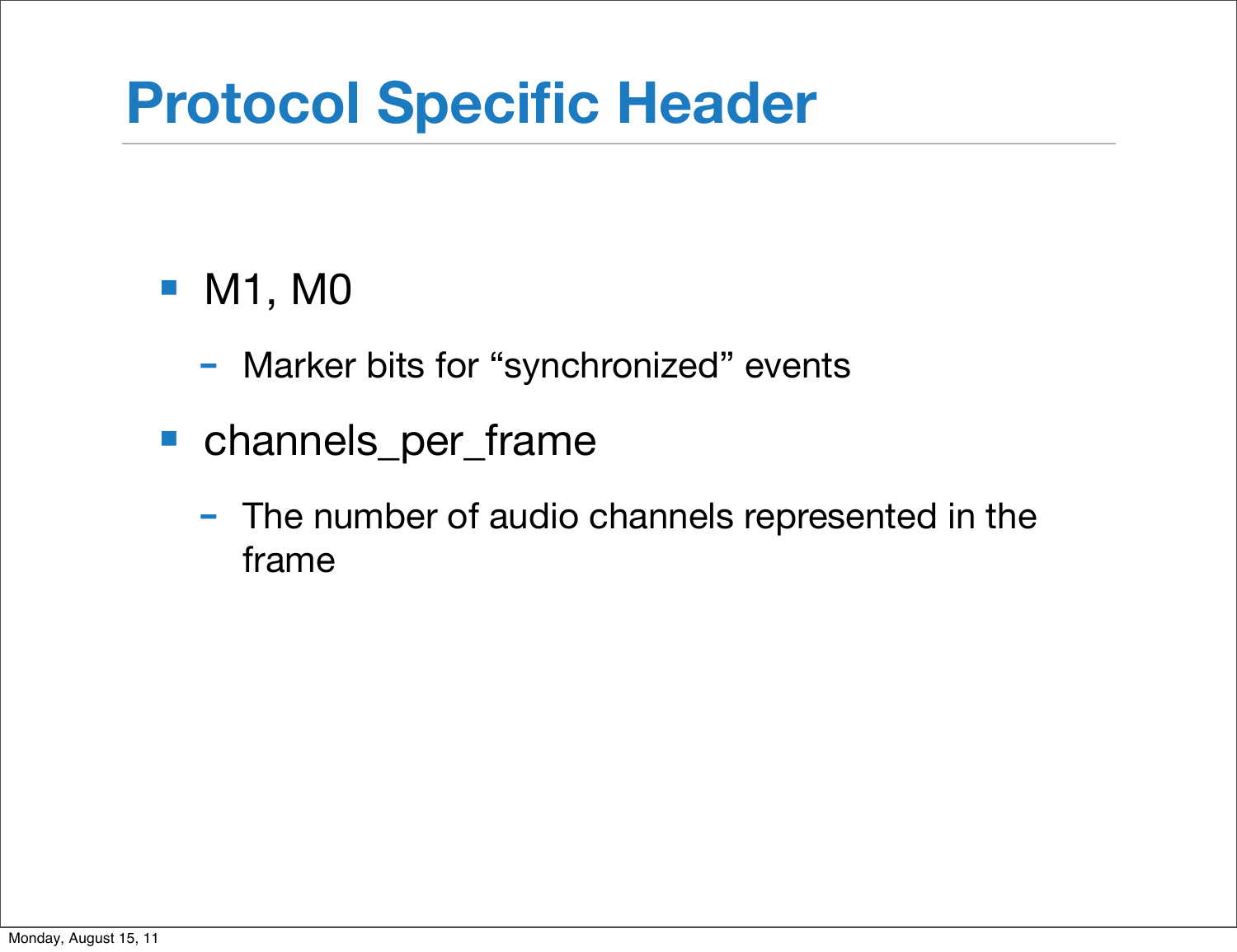# Protocol Specific Header

- M1, M0
  - Marker bits for "synchronized" events
- channels_per_frame
  - The number of audio channels represented in the frame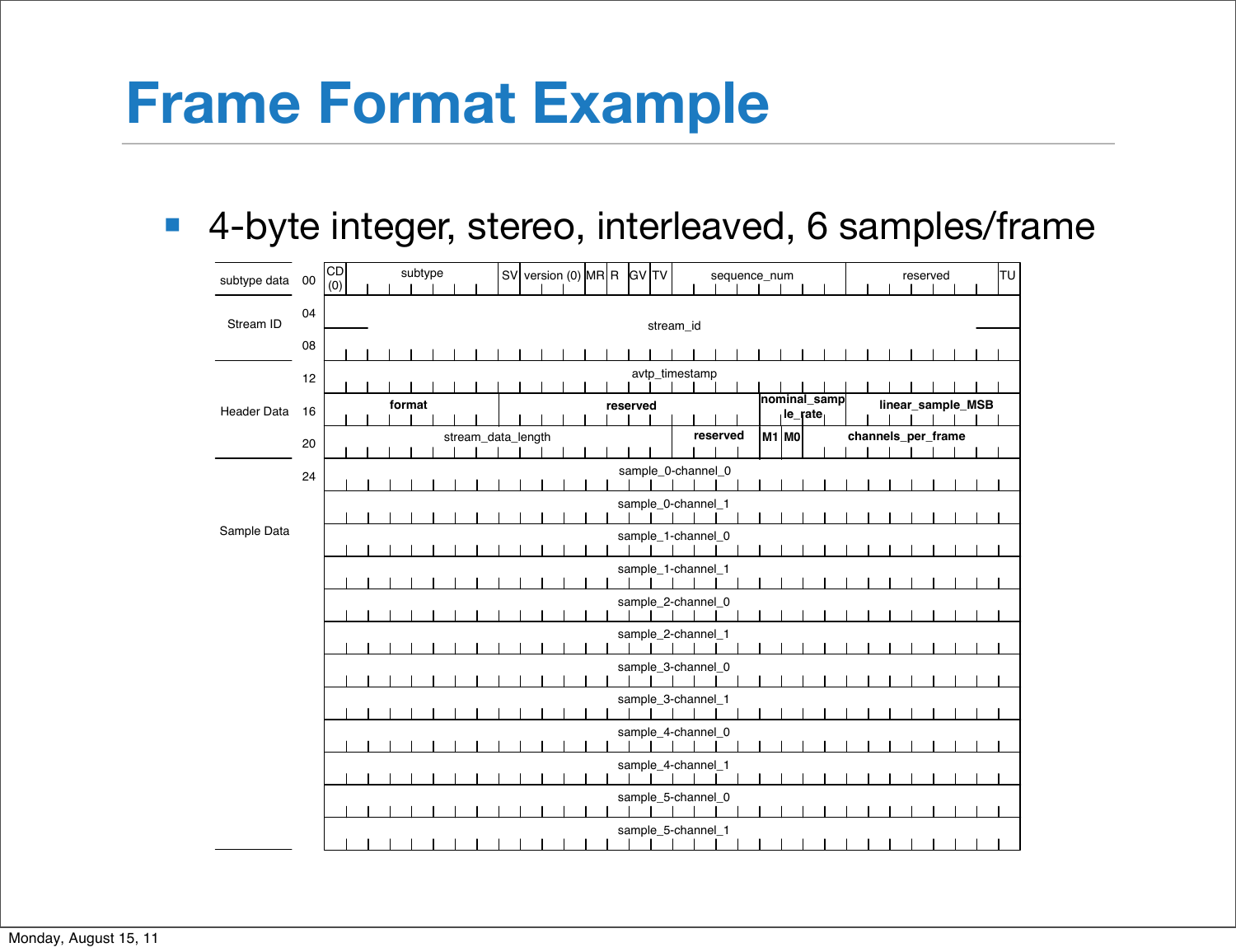# Frame Format Example

- 4-byte integer, stereo, interleaved, 6 samples/frame

| Section | Offset | Fields |
|---|---|---|
| subtype data | 00 | CD (0) \| subtype \| SV \| version (0) \| MR \| R \| GV \| TV \| sequence_num \| reserved \| TU |
| Stream ID | 04 | stream_id |
| | 08 | |
| Header Data | 12 | avtp_timestamp |
| | 16 | **format** \| **reserved** \| **nominal_sample_rate** \| **linear_sample_MSB** |
| | 20 | stream_data_length \| **reserved** \| **M1** \| **M0** \| **channels_per_frame** |
| Sample Data | 24 | sample_0-channel_0 |
| | | sample_0-channel_1 |
| | | sample_1-channel_0 |
| | | sample_1-channel_1 |
| | | sample_2-channel_0 |
| | | sample_2-channel_1 |
| | | sample_3-channel_0 |
| | | sample_3-channel_1 |
| | | sample_4-channel_0 |
| | | sample_4-channel_1 |
| | | sample_5-channel_0 |
| | | sample_5-channel_1 |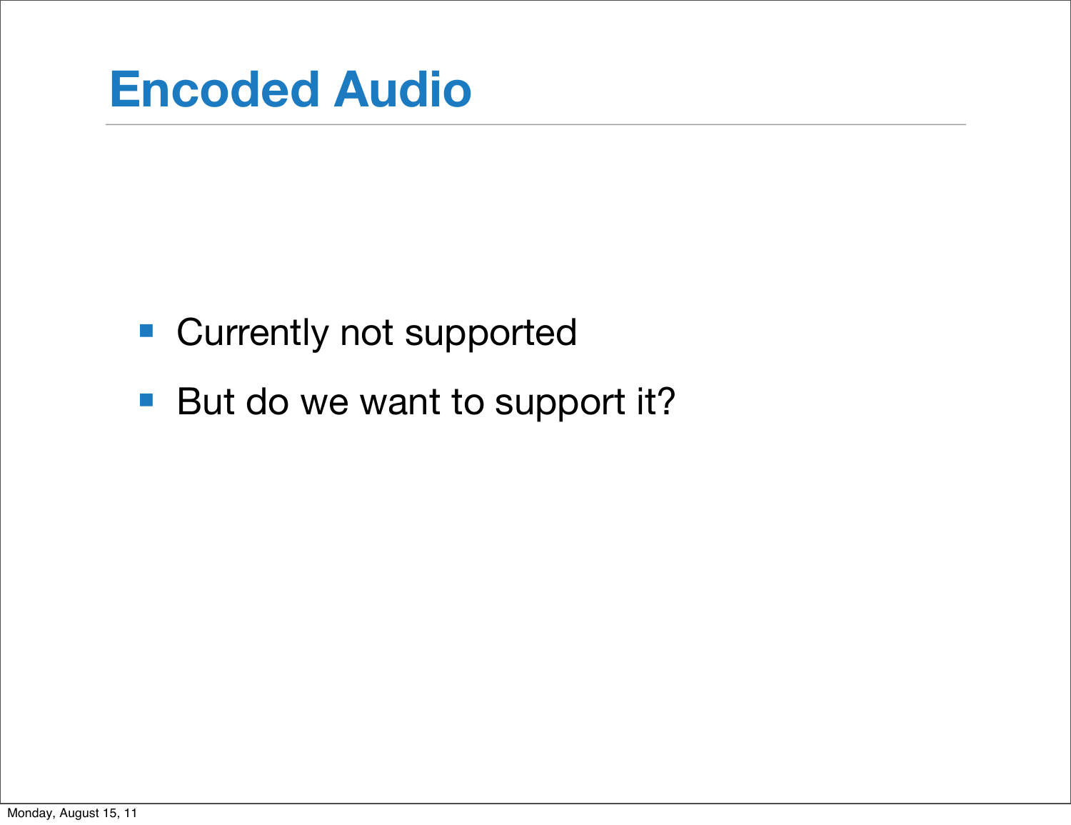# Encoded Audio

- Currently not supported
- But do we want to support it?